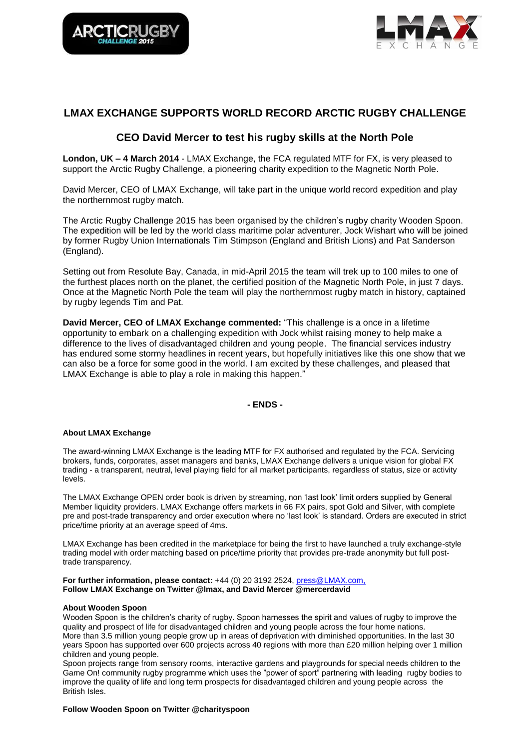# LMAX EXCHANGE SUPPORTS WORLD RECORD ARCTIC RUGBY CHALLENGE

## CEO David Mercer to test his rugby skills at the North Pole

**London, UK – 4 March 2014** - LMAX Exchange, the FCA regulated MTF for FX, is very pleased to support the Arctic Rugby Challenge, a pioneering charity expedition to the Magnetic North Pole.

David Mercer, CEO of LMAX Exchange, will take part in the unique world record expedition and play the northernmost rugby match.

The Arctic Rugby Challenge 2015 has been organised by the children's rugby charity Wooden Spoon. The expedition will be led by the world class maritime polar adventurer, Jock Wishart who will be joined by former Rugby Union Internationals Tim Stimpson (England and British Lions) and Pat Sanderson (England).

Setting out from Resolute Bay, Canada, in mid-April 2015 the team will trek up to 100 miles to one of the furthest places north on the planet, the certified position of the Magnetic North Pole, in just 7 days. Once at the Magnetic North Pole the team will play the northernmost rugby match in history, captained by rugby legends Tim and Pat.

**David Mercer, CEO of LMAX Exchange commented:** "This challenge is a once in a lifetime opportunity to embark on a challenging expedition with Jock whilst raising money to help make a difference to the lives of disadvantaged children and young people. The financial services industry has endured some stormy headlines in recent years, but hopefully initiatives like this one show that we can also be a force for some good in the world. I am excited by these challenges, and pleased that LMAX Exchange is able to play a role in making this happen."

**- ENDS -**

**About LMAX Exchange**

The award-winning LMAX Exchange is the leading MTF for FX authorised and regulated by the FCA. Servicing brokers, funds, corporates, asset managers and banks, LMAX Exchange delivers a unique vision for global FX trading - a transparent, neutral, level playing field for all market participants, regardless of status, size or activity levels.

The LMAX Exchange OPEN order book is driven by streaming, non 'last look' limit orders supplied by General Member liquidity providers. LMAX Exchange offers markets in 66 FX pairs, spot Gold and Silver, with complete pre and post-trade transparency and order execution where no 'last look' is standard. Orders are executed in strict price/time priority at an average speed of 4ms.

LMAX Exchange has been credited in the marketplace for being the first to have launched a truly exchange-style trading model with order matching based on price/time priority that provides pre-trade anonymity but full post-trade transparency.

**For further information, please contact:** +44 (0) 20 3192 2524, press@LMAX.com,
**Follow LMAX Exchange on Twitter @lmax, and David Mercer @mercerdavid**

**About Wooden Spoon**

Wooden Spoon is the children's charity of rugby. Spoon harnesses the spirit and values of rugby to improve the quality and prospect of life for disadvantaged children and young people across the four home nations.
More than 3.5 million young people grow up in areas of deprivation with diminished opportunities. In the last 30 years Spoon has supported over 600 projects across 40 regions with more than £20 million helping over 1 million children and young people.
Spoon projects range from sensory rooms, interactive gardens and playgrounds for special needs children to the Game On! community rugby programme which uses the "power of sport" partnering with leading rugby bodies to improve the quality of life and long term prospects for disadvantaged children and young people across the British Isles.

**Follow Wooden Spoon on Twitter @charityspoon**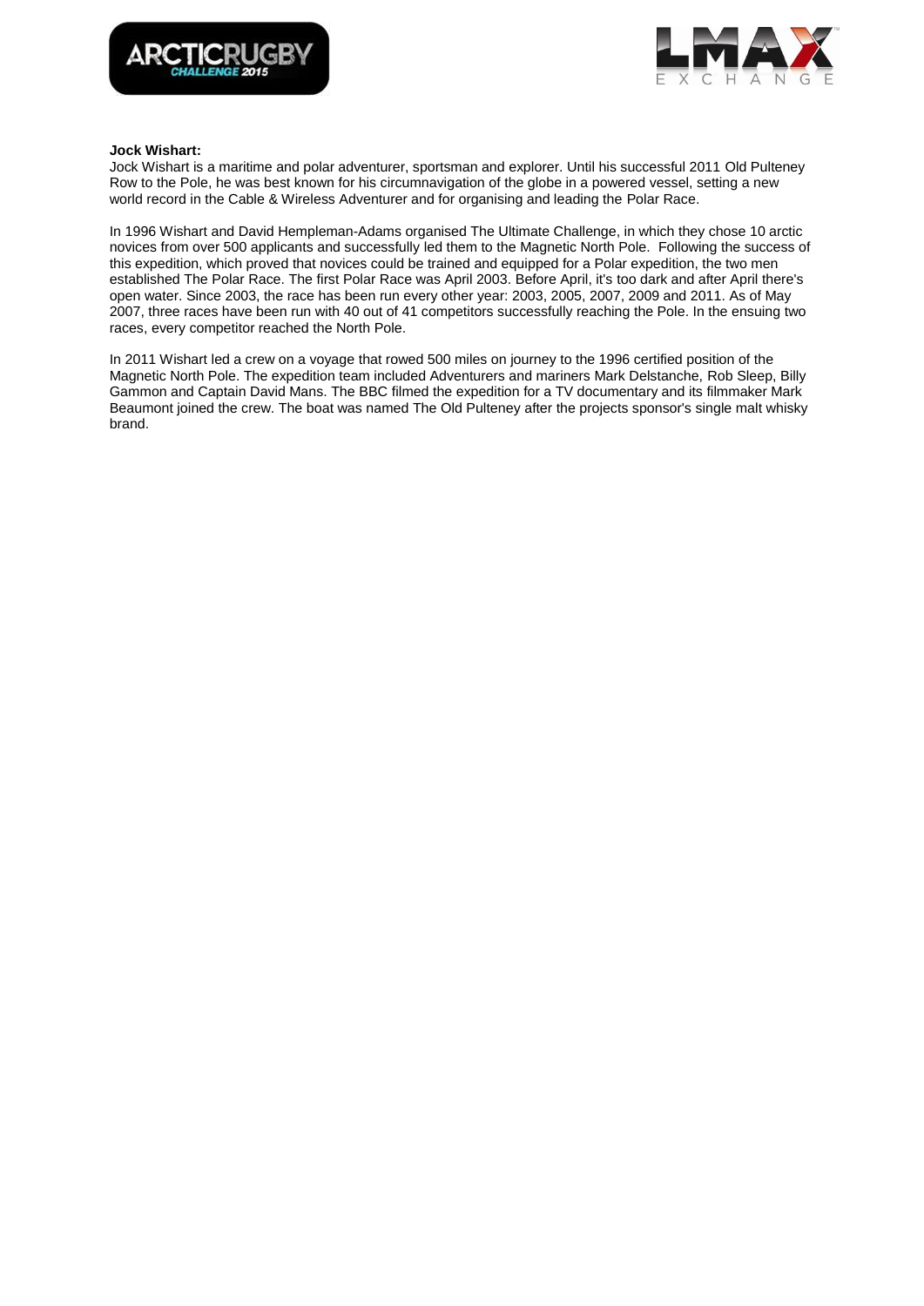**Jock Wishart:**

Jock Wishart is a maritime and polar adventurer, sportsman and explorer. Until his successful 2011 Old Pulteney Row to the Pole, he was best known for his circumnavigation of the globe in a powered vessel, setting a new world record in the Cable & Wireless Adventurer and for organising and leading the Polar Race.

In 1996 Wishart and David Hempleman-Adams organised The Ultimate Challenge, in which they chose 10 arctic novices from over 500 applicants and successfully led them to the Magnetic North Pole. Following the success of this expedition, which proved that novices could be trained and equipped for a Polar expedition, the two men established The Polar Race. The first Polar Race was April 2003. Before April, it's too dark and after April there's open water. Since 2003, the race has been run every other year: 2003, 2005, 2007, 2009 and 2011. As of May 2007, three races have been run with 40 out of 41 competitors successfully reaching the Pole. In the ensuing two races, every competitor reached the North Pole.

In 2011 Wishart led a crew on a voyage that rowed 500 miles on journey to the 1996 certified position of the Magnetic North Pole. The expedition team included Adventurers and mariners Mark Delstanche, Rob Sleep, Billy Gammon and Captain David Mans. The BBC filmed the expedition for a TV documentary and its filmmaker Mark Beaumont joined the crew. The boat was named The Old Pulteney after the projects sponsor's single malt whisky brand.